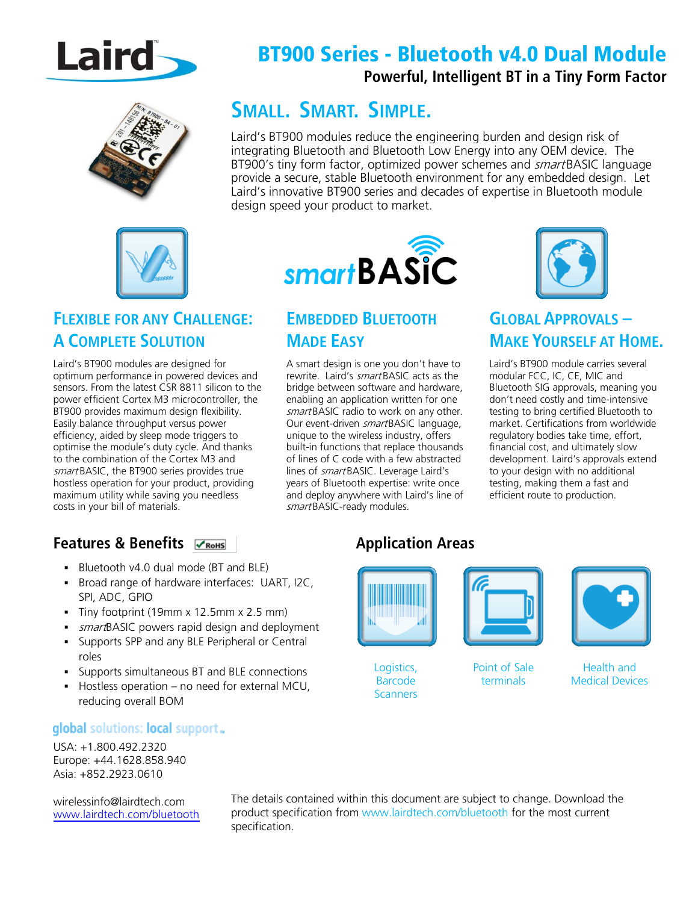# BT900 Series - Bluetooth v4.0 Dual Module

**Powerful, Intelligent BT in a Tiny Form Factor**

## SMALL. SMART. SIMPLE.

Laird's BT900 modules reduce the engineering burden and design risk of integrating Bluetooth and Bluetooth Low Energy into any OEM device. The BT900's tiny form factor, optimized power schemes and *smart*BASIC language provide a secure, stable Bluetooth environment for any embedded design. Let Laird's innovative BT900 series and decades of expertise in Bluetooth module design speed your product to market.

### FLEXIBLE FOR ANY CHALLENGE: A COMPLETE SOLUTION

Laird's BT900 modules are designed for optimum performance in powered devices and sensors. From the latest CSR 8811 silicon to the power efficient Cortex M3 microcontroller, the BT900 provides maximum design flexibility. Easily balance throughput versus power efficiency, aided by sleep mode triggers to optimise the module's duty cycle. And thanks to the combination of the Cortex M3 and *smart*BASIC, the BT900 series provides true hostless operation for your product, providing maximum utility while saving you needless costs in your bill of materials.

### EMBEDDED BLUETOOTH MADE EASY

A smart design is one you don't have to rewrite. Laird's *smart*BASIC acts as the bridge between software and hardware, enabling an application written for one *smart*BASIC radio to work on any other. Our event-driven *smart*BASIC language, unique to the wireless industry, offers built-in functions that replace thousands of lines of C code with a few abstracted lines of *smart*BASIC. Leverage Laird's years of Bluetooth expertise: write once and deploy anywhere with Laird's line of *smart*BASIC-ready modules.

### GLOBAL APPROVALS – MAKE YOURSELF AT HOME.

Laird's BT900 module carries several modular FCC, IC, CE, MIC and Bluetooth SIG approvals, meaning you don't need costly and time-intensive testing to bring certified Bluetooth to market. Certifications from worldwide regulatory bodies take time, effort, financial cost, and ultimately slow development. Laird's approvals extend to your design with no additional testing, making them a fast and efficient route to production.

## Features & Benefits

- Bluetooth v4.0 dual mode (BT and BLE)
- Broad range of hardware interfaces: UART, I2C, SPI, ADC, GPIO
- Tiny footprint (19mm x 12.5mm x 2.5 mm)
- *smart*BASIC powers rapid design and deployment
- Supports SPP and any BLE Peripheral or Central roles
- Supports simultaneous BT and BLE connections
- Hostless operation – no need for external MCU, reducing overall BOM

## Application Areas

- Logistics, Barcode Scanners
- Point of Sale terminals
- Health and Medical Devices

**global solutions: local support™**

USA: +1.800.492.2320
Europe: +44.1628.858.940
Asia: +852.2923.0610

wirelessinfo@lairdtech.com
www.lairdtech.com/bluetooth

The details contained within this document are subject to change. Download the product specification from www.lairdtech.com/bluetooth for the most current specification.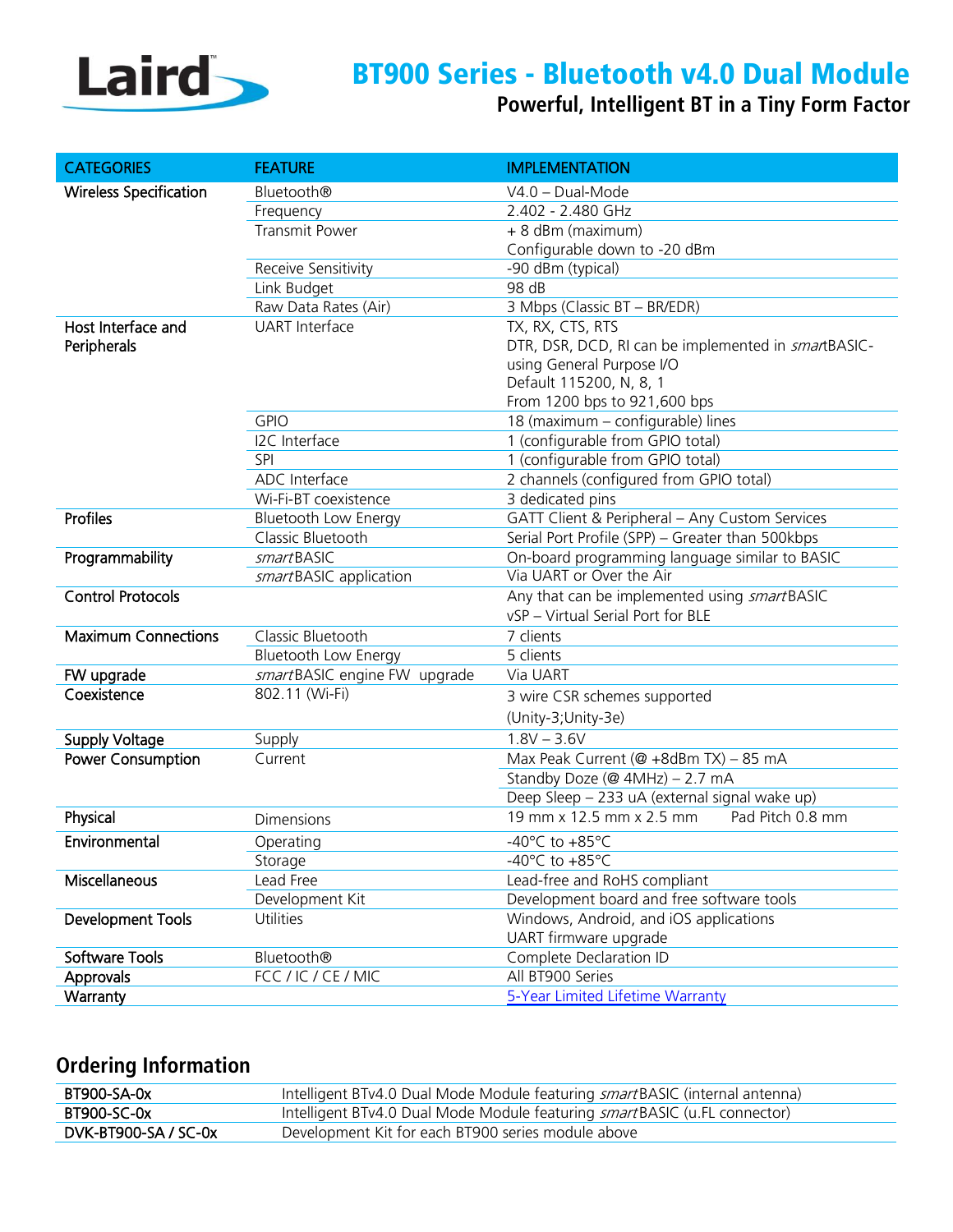# BT900 Series - Bluetooth v4.0 Dual Module

## Powerful, Intelligent BT in a Tiny Form Factor

| CATEGORIES | FEATURE | IMPLEMENTATION |
|---|---|---|
| Wireless Specification | Bluetooth® | V4.0 – Dual-Mode |
| | Frequency | 2.402 - 2.480 GHz |
| | Transmit Power | + 8 dBm (maximum)<br>Configurable down to -20 dBm |
| | Receive Sensitivity | -90 dBm (typical) |
| | Link Budget | 98 dB |
| | Raw Data Rates (Air) | 3 Mbps (Classic BT – BR/EDR) |
| Host Interface and Peripherals | UART Interface | TX, RX, CTS, RTS<br>DTR, DSR, DCD, RI can be implemented in *smart*BASIC-using General Purpose I/O<br>Default 115200, N, 8, 1<br>From 1200 bps to 921,600 bps |
| | GPIO | 18 (maximum – configurable) lines |
| | I2C Interface | 1 (configurable from GPIO total) |
| | SPI | 1 (configurable from GPIO total) |
| | ADC Interface | 2 channels (configured from GPIO total) |
| | Wi-Fi-BT coexistence | 3 dedicated pins |
| Profiles | Bluetooth Low Energy | GATT Client & Peripheral – Any Custom Services |
| | Classic Bluetooth | Serial Port Profile (SPP) – Greater than 500kbps |
| Programmability | *smart*BASIC | On-board programming language similar to BASIC |
| | *smart*BASIC application | Via UART or Over the Air |
| Control Protocols | | Any that can be implemented using *smart*BASIC<br>vSP – Virtual Serial Port for BLE |
| Maximum Connections | Classic Bluetooth | 7 clients |
| | Bluetooth Low Energy | 5 clients |
| FW upgrade | *smart*BASIC engine FW upgrade | Via UART |
| Coexistence | 802.11 (Wi-Fi) | 3 wire CSR schemes supported<br>(Unity-3;Unity-3e) |
| Supply Voltage | Supply | 1.8V – 3.6V |
| Power Consumption | Current | Max Peak Current (@ +8dBm TX) – 85 mA |
| | | Standby Doze (@ 4MHz) – 2.7 mA |
| | | Deep Sleep – 233 uA (external signal wake up) |
| Physical | Dimensions | 19 mm x 12.5 mm x 2.5 mm Pad Pitch 0.8 mm |
| Environmental | Operating | -40°C to +85°C |
| | Storage | -40°C to +85°C |
| Miscellaneous | Lead Free | Lead-free and RoHS compliant |
| | Development Kit | Development board and free software tools |
| Development Tools | Utilities | Windows, Android, and iOS applications<br>UART firmware upgrade |
| Software Tools | Bluetooth® | Complete Declaration ID |
| Approvals | FCC / IC / CE / MIC | All BT900 Series |
| Warranty | | 5-Year Limited Lifetime Warranty |

## Ordering Information

| | |
|---|---|
| **BT900-SA-0x** | Intelligent BTv4.0 Dual Mode Module featuring *smart*BASIC (internal antenna) |
| **BT900-SC-0x** | Intelligent BTv4.0 Dual Mode Module featuring *smart*BASIC (u.FL connector) |
| **DVK-BT900-SA / SC-0x** | Development Kit for each BT900 series module above |